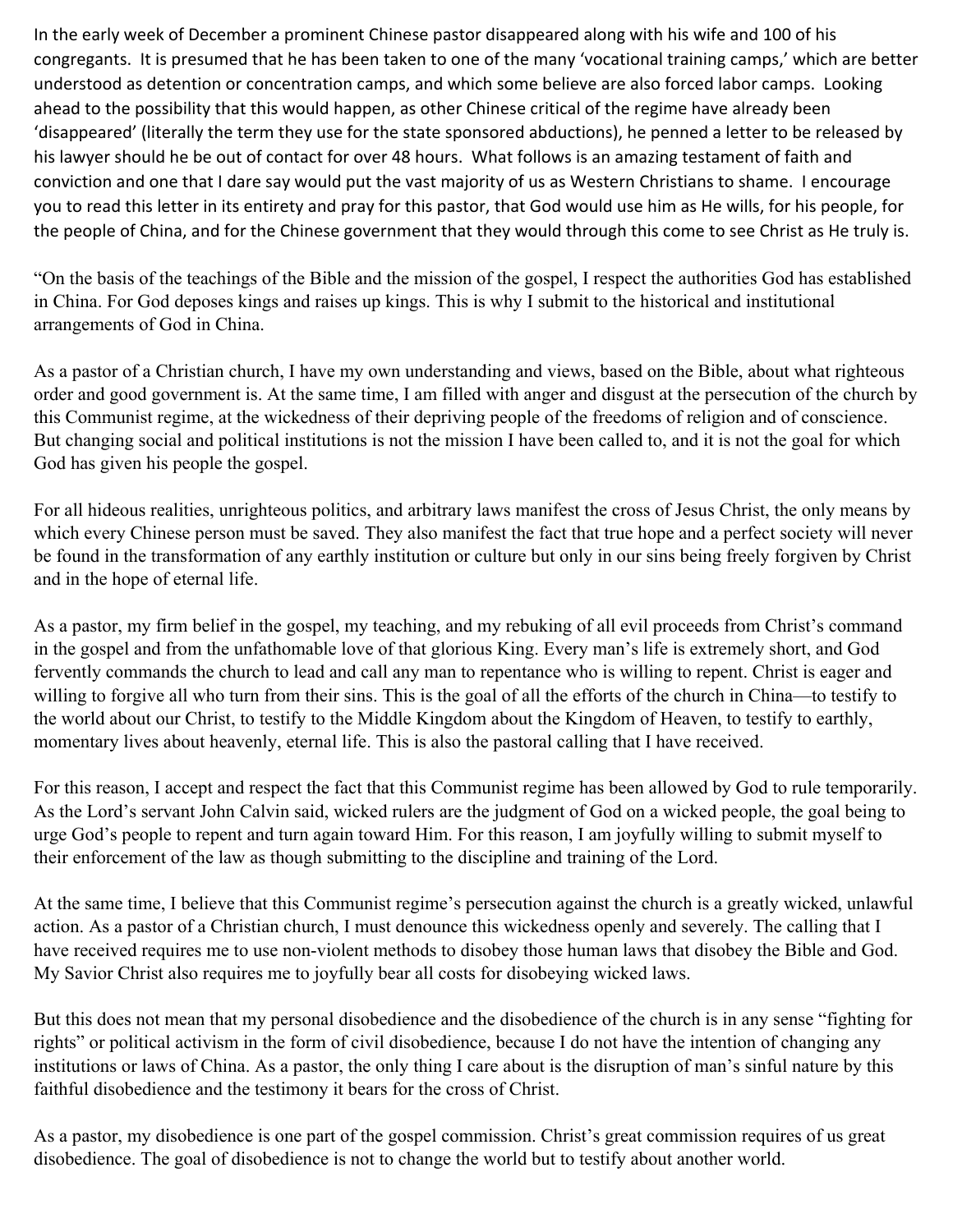In the early week of December a prominent Chinese pastor disappeared along with his wife and 100 of his congregants. It is presumed that he has been taken to one of the many 'vocational training camps,' which are better understood as detention or concentration camps, and which some believe are also forced labor camps. Looking ahead to the possibility that this would happen, as other Chinese critical of the regime have already been 'disappeared' (literally the term they use for the state sponsored abductions), he penned a letter to be released by his lawyer should he be out of contact for over 48 hours. What follows is an amazing testament of faith and conviction and one that I dare say would put the vast majority of us as Western Christians to shame. I encourage you to read this letter in its entirety and pray for this pastor, that God would use him as He wills, for his people, for the people of China, and for the Chinese government that they would through this come to see Christ as He truly is.

"On the basis of the teachings of the Bible and the mission of the gospel, I respect the authorities God has established in China. For God deposes kings and raises up kings. This is why I submit to the historical and institutional arrangements of God in China.

As a pastor of a Christian church, I have my own understanding and views, based on the Bible, about what righteous order and good government is. At the same time, I am filled with anger and disgust at the persecution of the church by this Communist regime, at the wickedness of their depriving people of the freedoms of religion and of conscience. But changing social and political institutions is not the mission I have been called to, and it is not the goal for which God has given his people the gospel.

For all hideous realities, unrighteous politics, and arbitrary laws manifest the cross of Jesus Christ, the only means by which every Chinese person must be saved. They also manifest the fact that true hope and a perfect society will never be found in the transformation of any earthly institution or culture but only in our sins being freely forgiven by Christ and in the hope of eternal life.

As a pastor, my firm belief in the gospel, my teaching, and my rebuking of all evil proceeds from Christ's command in the gospel and from the unfathomable love of that glorious King. Every man's life is extremely short, and God fervently commands the church to lead and call any man to repentance who is willing to repent. Christ is eager and willing to forgive all who turn from their sins. This is the goal of all the efforts of the church in China—to testify to the world about our Christ, to testify to the Middle Kingdom about the Kingdom of Heaven, to testify to earthly, momentary lives about heavenly, eternal life. This is also the pastoral calling that I have received.

For this reason, I accept and respect the fact that this Communist regime has been allowed by God to rule temporarily. As the Lord's servant John Calvin said, wicked rulers are the judgment of God on a wicked people, the goal being to urge God's people to repent and turn again toward Him. For this reason, I am joyfully willing to submit myself to their enforcement of the law as though submitting to the discipline and training of the Lord.

At the same time, I believe that this Communist regime's persecution against the church is a greatly wicked, unlawful action. As a pastor of a Christian church, I must denounce this wickedness openly and severely. The calling that I have received requires me to use non-violent methods to disobey those human laws that disobey the Bible and God. My Savior Christ also requires me to joyfully bear all costs for disobeying wicked laws.

But this does not mean that my personal disobedience and the disobedience of the church is in any sense "fighting for rights" or political activism in the form of civil disobedience, because I do not have the intention of changing any institutions or laws of China. As a pastor, the only thing I care about is the disruption of man's sinful nature by this faithful disobedience and the testimony it bears for the cross of Christ.

As a pastor, my disobedience is one part of the gospel commission. Christ's great commission requires of us great disobedience. The goal of disobedience is not to change the world but to testify about another world.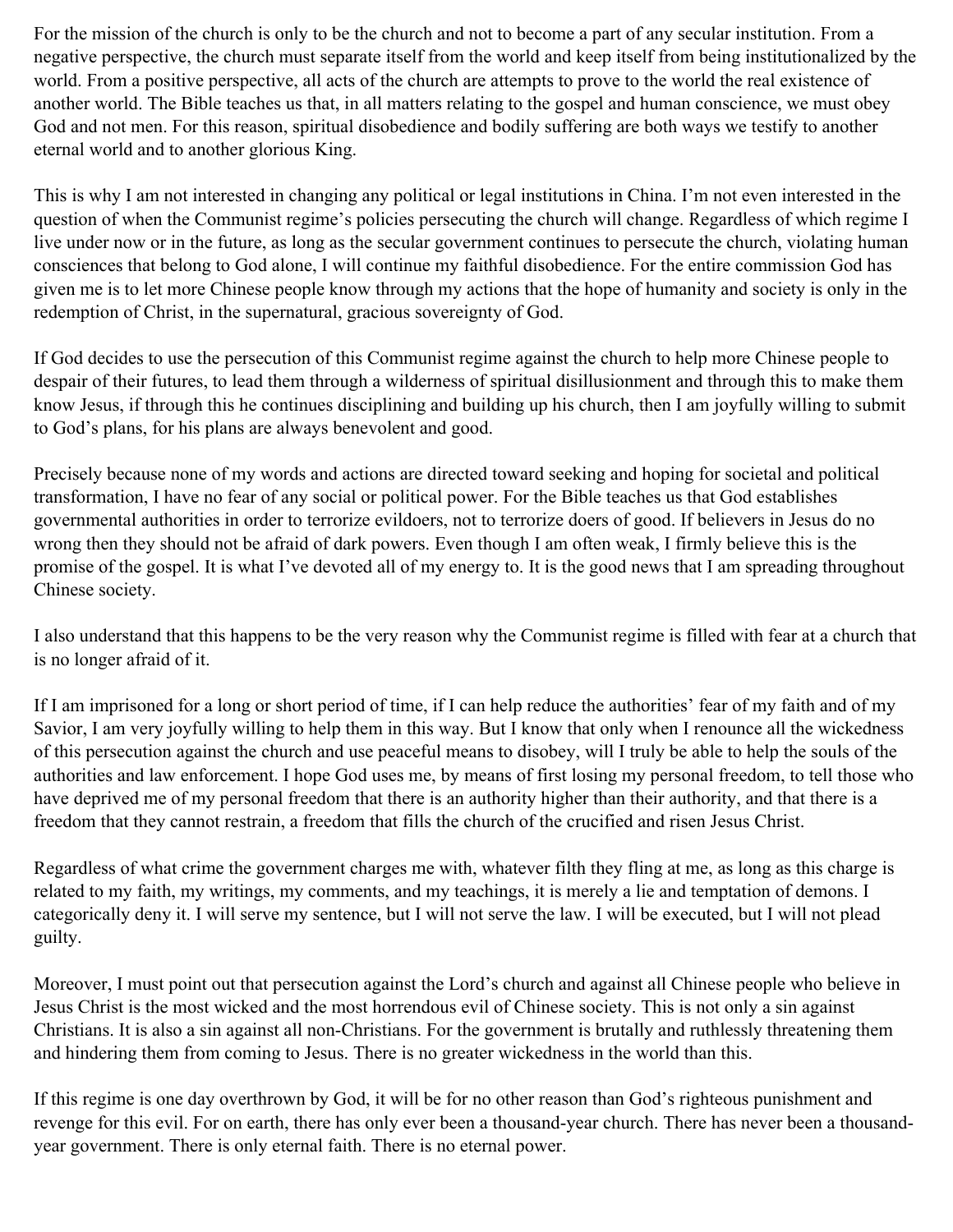For the mission of the church is only to be the church and not to become a part of any secular institution. From a negative perspective, the church must separate itself from the world and keep itself from being institutionalized by the world. From a positive perspective, all acts of the church are attempts to prove to the world the real existence of another world. The Bible teaches us that, in all matters relating to the gospel and human conscience, we must obey God and not men. For this reason, spiritual disobedience and bodily suffering are both ways we testify to another eternal world and to another glorious King.

This is why I am not interested in changing any political or legal institutions in China. I'm not even interested in the question of when the Communist regime's policies persecuting the church will change. Regardless of which regime I live under now or in the future, as long as the secular government continues to persecute the church, violating human consciences that belong to God alone, I will continue my faithful disobedience. For the entire commission God has given me is to let more Chinese people know through my actions that the hope of humanity and society is only in the redemption of Christ, in the supernatural, gracious sovereignty of God.

If God decides to use the persecution of this Communist regime against the church to help more Chinese people to despair of their futures, to lead them through a wilderness of spiritual disillusionment and through this to make them know Jesus, if through this he continues disciplining and building up his church, then I am joyfully willing to submit to God's plans, for his plans are always benevolent and good.

Precisely because none of my words and actions are directed toward seeking and hoping for societal and political transformation, I have no fear of any social or political power. For the Bible teaches us that God establishes governmental authorities in order to terrorize evildoers, not to terrorize doers of good. If believers in Jesus do no wrong then they should not be afraid of dark powers. Even though I am often weak, I firmly believe this is the promise of the gospel. It is what I've devoted all of my energy to. It is the good news that I am spreading throughout Chinese society.

I also understand that this happens to be the very reason why the Communist regime is filled with fear at a church that is no longer afraid of it.

If I am imprisoned for a long or short period of time, if I can help reduce the authorities' fear of my faith and of my Savior, I am very joyfully willing to help them in this way. But I know that only when I renounce all the wickedness of this persecution against the church and use peaceful means to disobey, will I truly be able to help the souls of the authorities and law enforcement. I hope God uses me, by means of first losing my personal freedom, to tell those who have deprived me of my personal freedom that there is an authority higher than their authority, and that there is a freedom that they cannot restrain, a freedom that fills the church of the crucified and risen Jesus Christ.

Regardless of what crime the government charges me with, whatever filth they fling at me, as long as this charge is related to my faith, my writings, my comments, and my teachings, it is merely a lie and temptation of demons. I categorically deny it. I will serve my sentence, but I will not serve the law. I will be executed, but I will not plead guilty.

Moreover, I must point out that persecution against the Lord's church and against all Chinese people who believe in Jesus Christ is the most wicked and the most horrendous evil of Chinese society. This is not only a sin against Christians. It is also a sin against all non-Christians. For the government is brutally and ruthlessly threatening them and hindering them from coming to Jesus. There is no greater wickedness in the world than this.

If this regime is one day overthrown by God, it will be for no other reason than God's righteous punishment and revenge for this evil. For on earth, there has only ever been a thousand-year church. There has never been a thousand-year government. There is only eternal faith. There is no eternal power.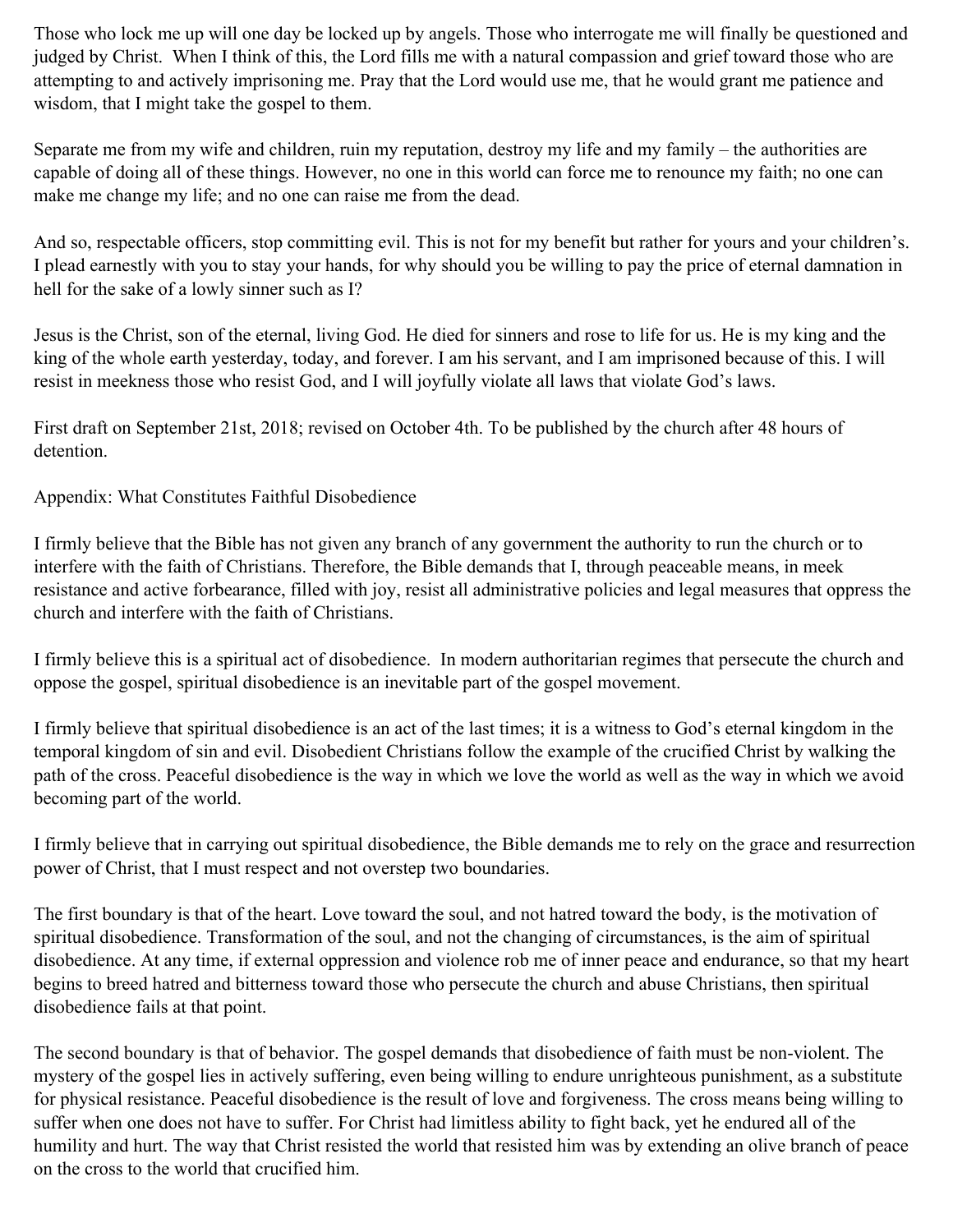Those who lock me up will one day be locked up by angels. Those who interrogate me will finally be questioned and judged by Christ. When I think of this, the Lord fills me with a natural compassion and grief toward those who are attempting to and actively imprisoning me. Pray that the Lord would use me, that he would grant me patience and wisdom, that I might take the gospel to them.

Separate me from my wife and children, ruin my reputation, destroy my life and my family – the authorities are capable of doing all of these things. However, no one in this world can force me to renounce my faith; no one can make me change my life; and no one can raise me from the dead.

And so, respectable officers, stop committing evil. This is not for my benefit but rather for yours and your children's. I plead earnestly with you to stay your hands, for why should you be willing to pay the price of eternal damnation in hell for the sake of a lowly sinner such as I?

Jesus is the Christ, son of the eternal, living God. He died for sinners and rose to life for us. He is my king and the king of the whole earth yesterday, today, and forever. I am his servant, and I am imprisoned because of this. I will resist in meekness those who resist God, and I will joyfully violate all laws that violate God's laws.

First draft on September 21st, 2018; revised on October 4th. To be published by the church after 48 hours of detention.

## Appendix: What Constitutes Faithful Disobedience

I firmly believe that the Bible has not given any branch of any government the authority to run the church or to interfere with the faith of Christians. Therefore, the Bible demands that I, through peaceable means, in meek resistance and active forbearance, filled with joy, resist all administrative policies and legal measures that oppress the church and interfere with the faith of Christians.

I firmly believe this is a spiritual act of disobedience. In modern authoritarian regimes that persecute the church and oppose the gospel, spiritual disobedience is an inevitable part of the gospel movement.

I firmly believe that spiritual disobedience is an act of the last times; it is a witness to God's eternal kingdom in the temporal kingdom of sin and evil. Disobedient Christians follow the example of the crucified Christ by walking the path of the cross. Peaceful disobedience is the way in which we love the world as well as the way in which we avoid becoming part of the world.

I firmly believe that in carrying out spiritual disobedience, the Bible demands me to rely on the grace and resurrection power of Christ, that I must respect and not overstep two boundaries.

The first boundary is that of the heart. Love toward the soul, and not hatred toward the body, is the motivation of spiritual disobedience. Transformation of the soul, and not the changing of circumstances, is the aim of spiritual disobedience. At any time, if external oppression and violence rob me of inner peace and endurance, so that my heart begins to breed hatred and bitterness toward those who persecute the church and abuse Christians, then spiritual disobedience fails at that point.

The second boundary is that of behavior. The gospel demands that disobedience of faith must be non-violent. The mystery of the gospel lies in actively suffering, even being willing to endure unrighteous punishment, as a substitute for physical resistance. Peaceful disobedience is the result of love and forgiveness. The cross means being willing to suffer when one does not have to suffer. For Christ had limitless ability to fight back, yet he endured all of the humility and hurt. The way that Christ resisted the world that resisted him was by extending an olive branch of peace on the cross to the world that crucified him.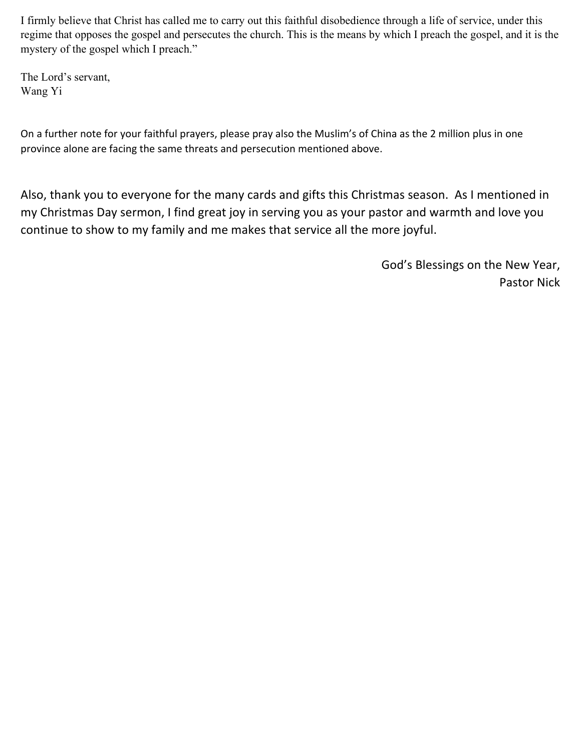I firmly believe that Christ has called me to carry out this faithful disobedience through a life of service, under this regime that opposes the gospel and persecutes the church. This is the means by which I preach the gospel, and it is the mystery of the gospel which I preach."

The Lord's servant,
Wang Yi

On a further note for your faithful prayers, please pray also the Muslim's of China as the 2 million plus in one province alone are facing the same threats and persecution mentioned above.

Also, thank you to everyone for the many cards and gifts this Christmas season. As I mentioned in my Christmas Day sermon, I find great joy in serving you as your pastor and warmth and love you continue to show to my family and me makes that service all the more joyful.

God's Blessings on the New Year,
Pastor Nick